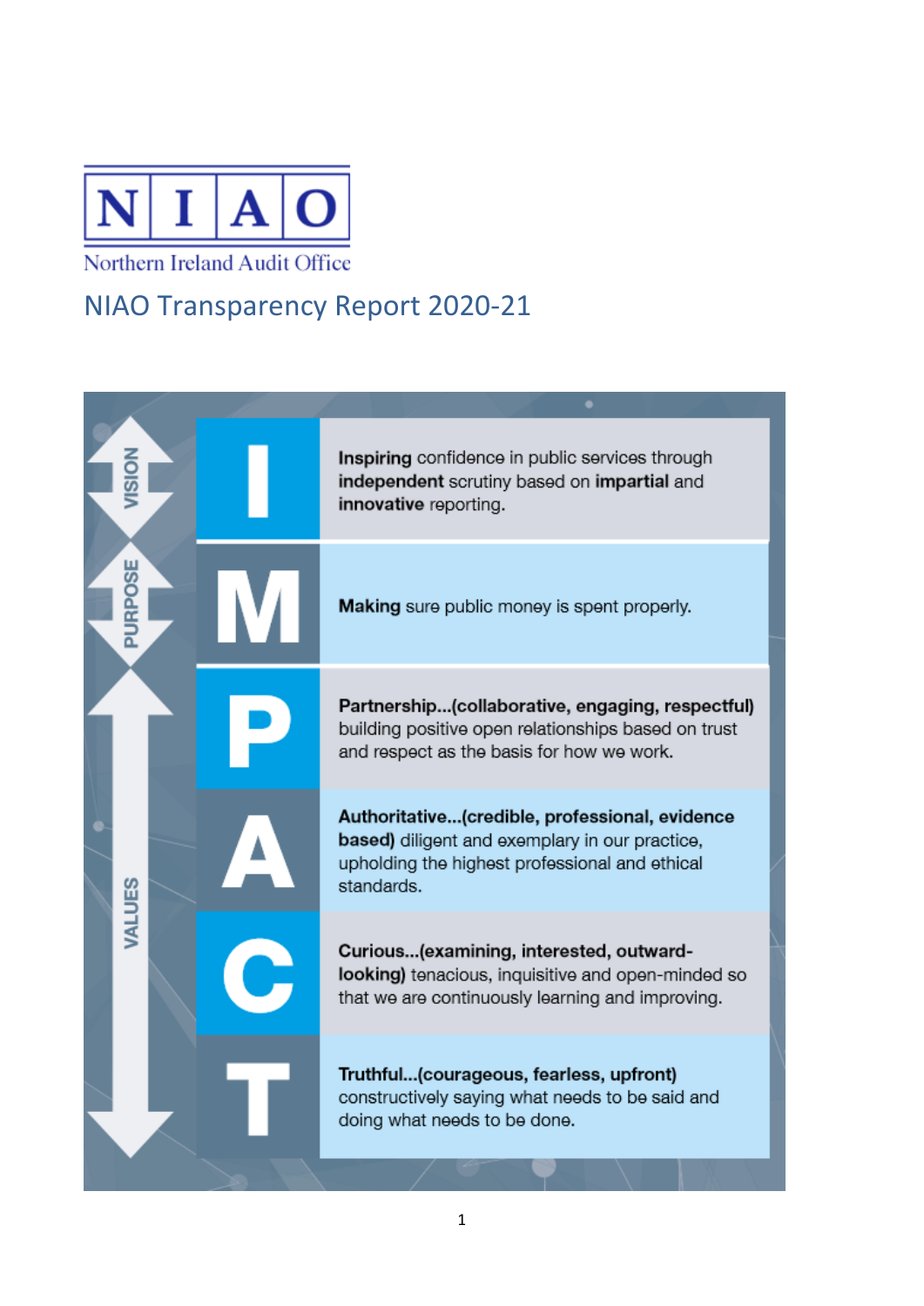# NIAO Transparency Report 2020-21

Northern Ireland Audit Office

**VISION**

**I** — **Inspiring** confidence in public services through **independent** scrutiny based on **impartial** and **innovative** reporting.

**PURPOSE**

**M** — **Making** sure public money is spent properly.

**VALUES**

**P** — **Partnership...(collaborative, engaging, respectful)** building positive open relationships based on trust and respect as the basis for how we work.

**A** — **Authoritative...(credible, professional, evidence based)** diligent and exemplary in our practice, upholding the highest professional and ethical standards.

**C** — **Curious...(examining, interested, outward-looking)** tenacious, inquisitive and open-minded so that we are continuously learning and improving.

**T** — **Truthful...(courageous, fearless, upfront)** constructively saying what needs to be said and doing what needs to be done.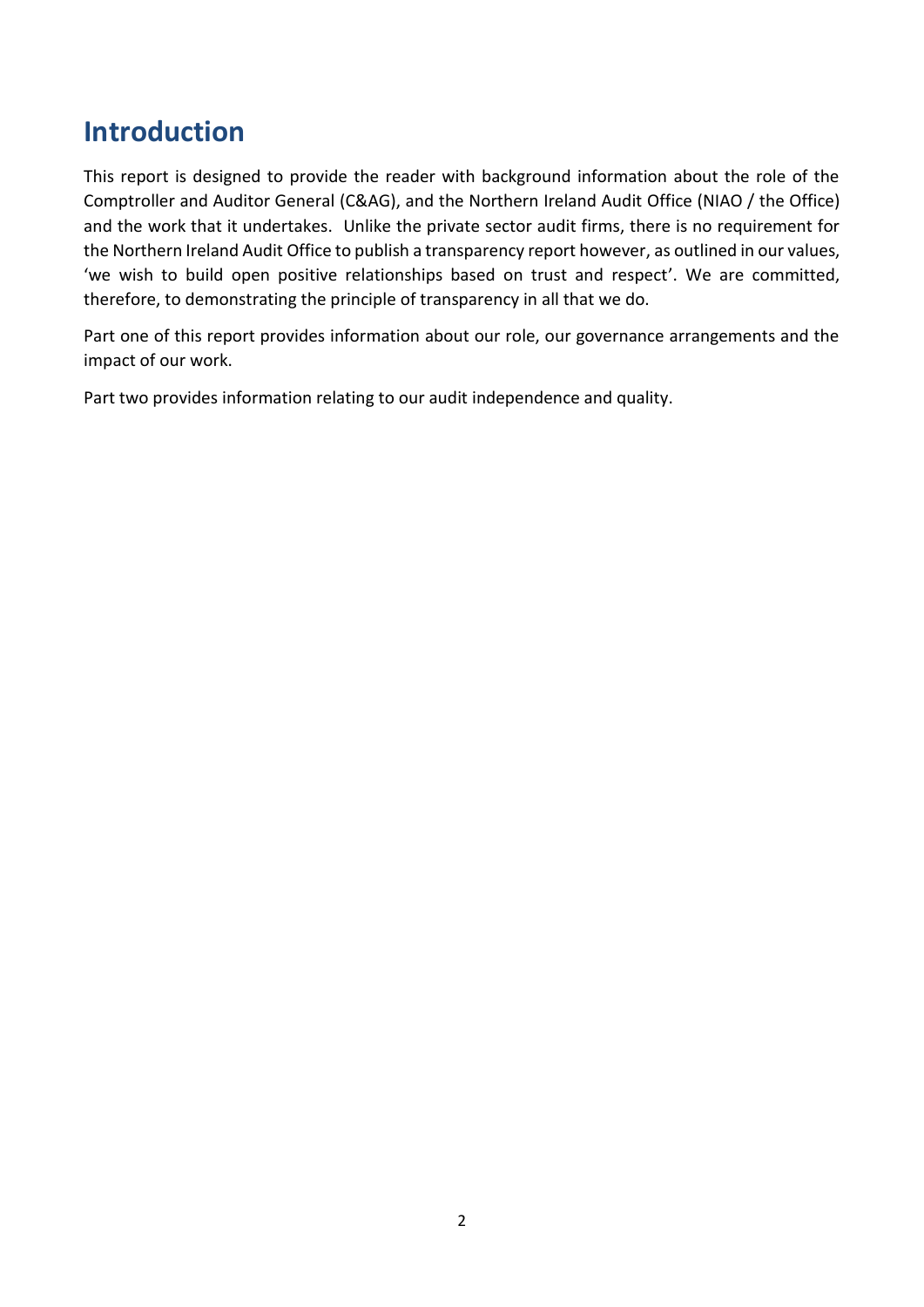## Introduction

This report is designed to provide the reader with background information about the role of the Comptroller and Auditor General (C&AG), and the Northern Ireland Audit Office (NIAO / the Office) and the work that it undertakes. Unlike the private sector audit firms, there is no requirement for the Northern Ireland Audit Office to publish a transparency report however, as outlined in our values, 'we wish to build open positive relationships based on trust and respect'. We are committed, therefore, to demonstrating the principle of transparency in all that we do.

Part one of this report provides information about our role, our governance arrangements and the impact of our work.

Part two provides information relating to our audit independence and quality.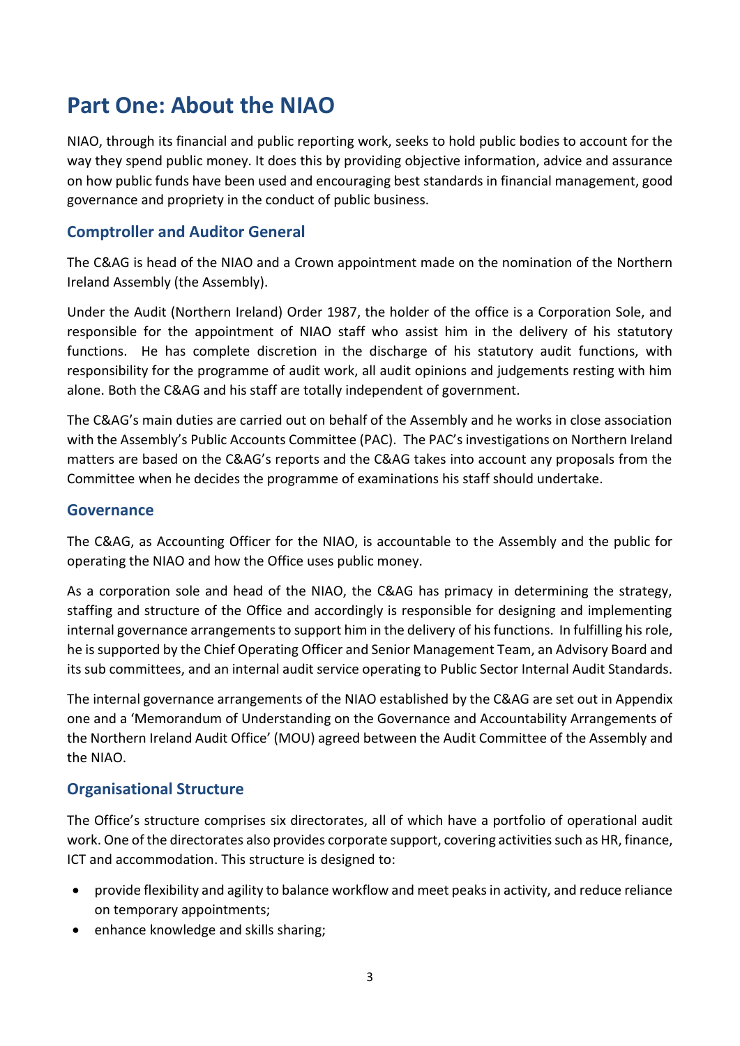# Part One: About the NIAO

NIAO, through its financial and public reporting work, seeks to hold public bodies to account for the way they spend public money. It does this by providing objective information, advice and assurance on how public funds have been used and encouraging best standards in financial management, good governance and propriety in the conduct of public business.

## Comptroller and Auditor General

The C&AG is head of the NIAO and a Crown appointment made on the nomination of the Northern Ireland Assembly (the Assembly).

Under the Audit (Northern Ireland) Order 1987, the holder of the office is a Corporation Sole, and responsible for the appointment of NIAO staff who assist him in the delivery of his statutory functions. He has complete discretion in the discharge of his statutory audit functions, with responsibility for the programme of audit work, all audit opinions and judgements resting with him alone. Both the C&AG and his staff are totally independent of government.

The C&AG's main duties are carried out on behalf of the Assembly and he works in close association with the Assembly's Public Accounts Committee (PAC). The PAC's investigations on Northern Ireland matters are based on the C&AG's reports and the C&AG takes into account any proposals from the Committee when he decides the programme of examinations his staff should undertake.

## Governance

The C&AG, as Accounting Officer for the NIAO, is accountable to the Assembly and the public for operating the NIAO and how the Office uses public money.

As a corporation sole and head of the NIAO, the C&AG has primacy in determining the strategy, staffing and structure of the Office and accordingly is responsible for designing and implementing internal governance arrangements to support him in the delivery of his functions. In fulfilling his role, he is supported by the Chief Operating Officer and Senior Management Team, an Advisory Board and its sub committees, and an internal audit service operating to Public Sector Internal Audit Standards.

The internal governance arrangements of the NIAO established by the C&AG are set out in Appendix one and a 'Memorandum of Understanding on the Governance and Accountability Arrangements of the Northern Ireland Audit Office' (MOU) agreed between the Audit Committee of the Assembly and the NIAO.

## Organisational Structure

The Office's structure comprises six directorates, all of which have a portfolio of operational audit work. One of the directorates also provides corporate support, covering activities such as HR, finance, ICT and accommodation. This structure is designed to:

- provide flexibility and agility to balance workflow and meet peaks in activity, and reduce reliance on temporary appointments;
- enhance knowledge and skills sharing;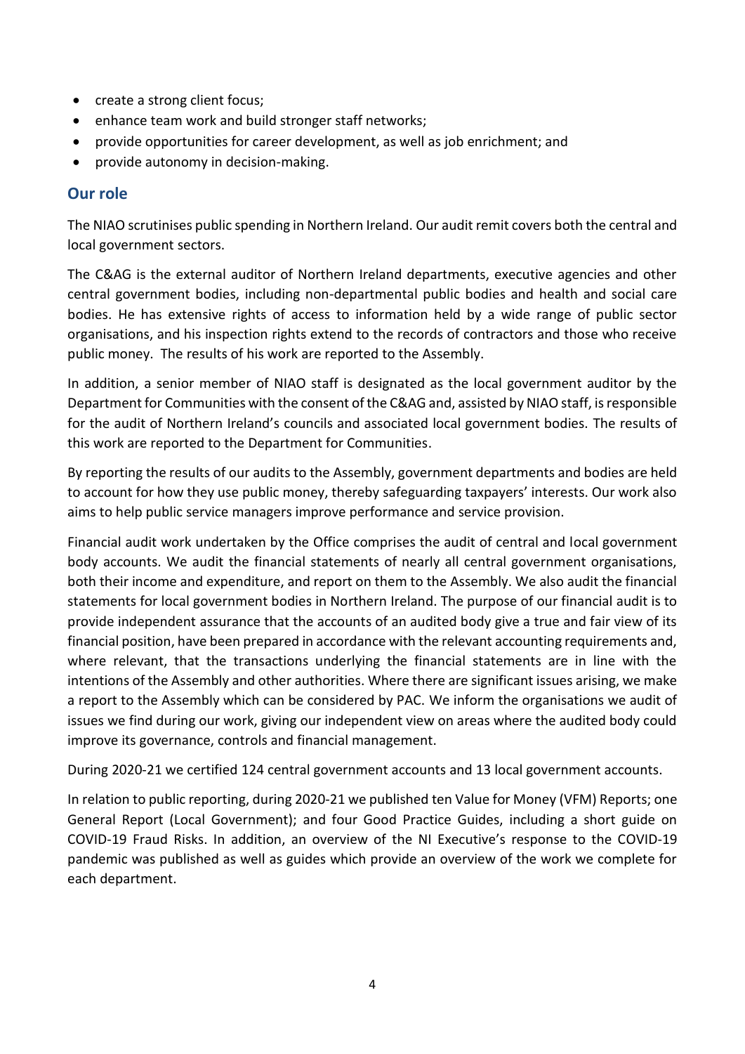- create a strong client focus;
- enhance team work and build stronger staff networks;
- provide opportunities for career development, as well as job enrichment; and
- provide autonomy in decision-making.

## Our role

The NIAO scrutinises public spending in Northern Ireland. Our audit remit covers both the central and local government sectors.

The C&AG is the external auditor of Northern Ireland departments, executive agencies and other central government bodies, including non-departmental public bodies and health and social care bodies. He has extensive rights of access to information held by a wide range of public sector organisations, and his inspection rights extend to the records of contractors and those who receive public money. The results of his work are reported to the Assembly.

In addition, a senior member of NIAO staff is designated as the local government auditor by the Department for Communities with the consent of the C&AG and, assisted by NIAO staff, is responsible for the audit of Northern Ireland's councils and associated local government bodies. The results of this work are reported to the Department for Communities.

By reporting the results of our audits to the Assembly, government departments and bodies are held to account for how they use public money, thereby safeguarding taxpayers' interests. Our work also aims to help public service managers improve performance and service provision.

Financial audit work undertaken by the Office comprises the audit of central and local government body accounts. We audit the financial statements of nearly all central government organisations, both their income and expenditure, and report on them to the Assembly. We also audit the financial statements for local government bodies in Northern Ireland. The purpose of our financial audit is to provide independent assurance that the accounts of an audited body give a true and fair view of its financial position, have been prepared in accordance with the relevant accounting requirements and, where relevant, that the transactions underlying the financial statements are in line with the intentions of the Assembly and other authorities. Where there are significant issues arising, we make a report to the Assembly which can be considered by PAC. We inform the organisations we audit of issues we find during our work, giving our independent view on areas where the audited body could improve its governance, controls and financial management.

During 2020-21 we certified 124 central government accounts and 13 local government accounts.

In relation to public reporting, during 2020-21 we published ten Value for Money (VFM) Reports; one General Report (Local Government); and four Good Practice Guides, including a short guide on COVID-19 Fraud Risks. In addition, an overview of the NI Executive's response to the COVID-19 pandemic was published as well as guides which provide an overview of the work we complete for each department.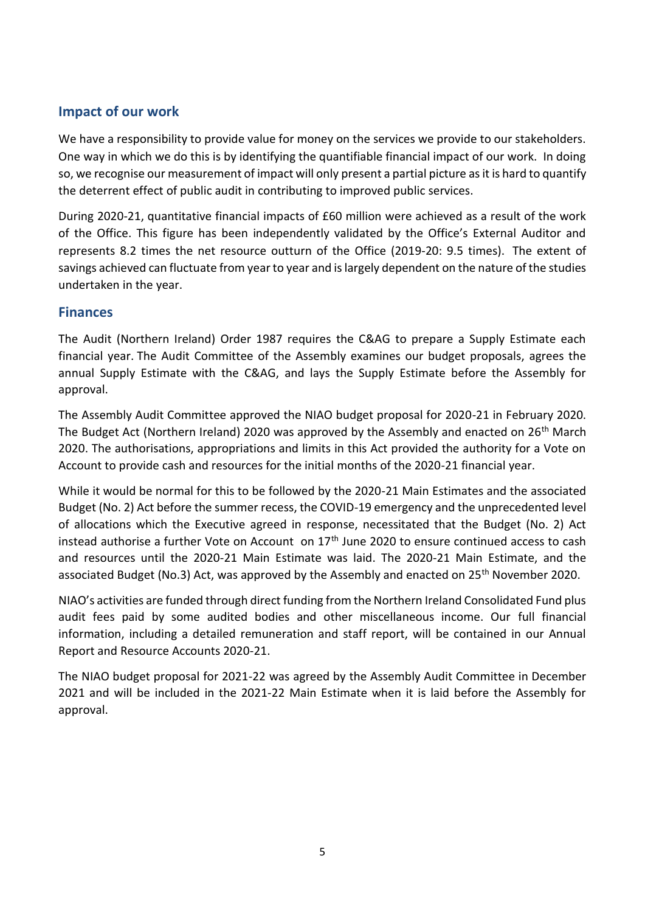## Impact of our work

We have a responsibility to provide value for money on the services we provide to our stakeholders. One way in which we do this is by identifying the quantifiable financial impact of our work. In doing so, we recognise our measurement of impact will only present a partial picture as it is hard to quantify the deterrent effect of public audit in contributing to improved public services.

During 2020-21, quantitative financial impacts of £60 million were achieved as a result of the work of the Office. This figure has been independently validated by the Office's External Auditor and represents 8.2 times the net resource outturn of the Office (2019-20: 9.5 times). The extent of savings achieved can fluctuate from year to year and is largely dependent on the nature of the studies undertaken in the year.

## Finances

The Audit (Northern Ireland) Order 1987 requires the C&AG to prepare a Supply Estimate each financial year. The Audit Committee of the Assembly examines our budget proposals, agrees the annual Supply Estimate with the C&AG, and lays the Supply Estimate before the Assembly for approval.

The Assembly Audit Committee approved the NIAO budget proposal for 2020-21 in February 2020. The Budget Act (Northern Ireland) 2020 was approved by the Assembly and enacted on 26th March 2020. The authorisations, appropriations and limits in this Act provided the authority for a Vote on Account to provide cash and resources for the initial months of the 2020-21 financial year.

While it would be normal for this to be followed by the 2020-21 Main Estimates and the associated Budget (No. 2) Act before the summer recess, the COVID-19 emergency and the unprecedented level of allocations which the Executive agreed in response, necessitated that the Budget (No. 2) Act instead authorise a further Vote on Account on 17th June 2020 to ensure continued access to cash and resources until the 2020-21 Main Estimate was laid. The 2020-21 Main Estimate, and the associated Budget (No.3) Act, was approved by the Assembly and enacted on 25th November 2020.

NIAO's activities are funded through direct funding from the Northern Ireland Consolidated Fund plus audit fees paid by some audited bodies and other miscellaneous income. Our full financial information, including a detailed remuneration and staff report, will be contained in our Annual Report and Resource Accounts 2020-21.

The NIAO budget proposal for 2021-22 was agreed by the Assembly Audit Committee in December 2021 and will be included in the 2021-22 Main Estimate when it is laid before the Assembly for approval.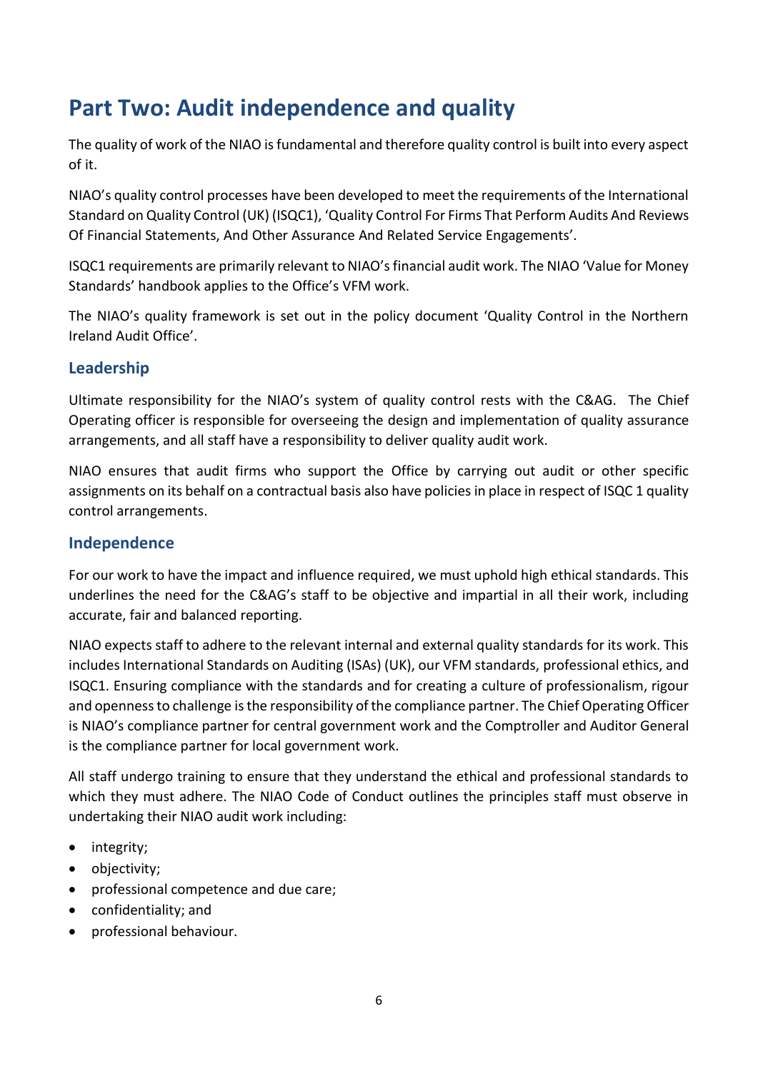# Part Two: Audit independence and quality

The quality of work of the NIAO is fundamental and therefore quality control is built into every aspect of it.

NIAO's quality control processes have been developed to meet the requirements of the International Standard on Quality Control (UK) (ISQC1), 'Quality Control For Firms That Perform Audits And Reviews Of Financial Statements, And Other Assurance And Related Service Engagements'.

ISQC1 requirements are primarily relevant to NIAO's financial audit work. The NIAO 'Value for Money Standards' handbook applies to the Office's VFM work.

The NIAO's quality framework is set out in the policy document 'Quality Control in the Northern Ireland Audit Office'.

## Leadership

Ultimate responsibility for the NIAO's system of quality control rests with the C&AG. The Chief Operating officer is responsible for overseeing the design and implementation of quality assurance arrangements, and all staff have a responsibility to deliver quality audit work.

NIAO ensures that audit firms who support the Office by carrying out audit or other specific assignments on its behalf on a contractual basis also have policies in place in respect of ISQC 1 quality control arrangements.

## Independence

For our work to have the impact and influence required, we must uphold high ethical standards. This underlines the need for the C&AG's staff to be objective and impartial in all their work, including accurate, fair and balanced reporting.

NIAO expects staff to adhere to the relevant internal and external quality standards for its work. This includes International Standards on Auditing (ISAs) (UK), our VFM standards, professional ethics, and ISQC1. Ensuring compliance with the standards and for creating a culture of professionalism, rigour and openness to challenge is the responsibility of the compliance partner. The Chief Operating Officer is NIAO's compliance partner for central government work and the Comptroller and Auditor General is the compliance partner for local government work.

All staff undergo training to ensure that they understand the ethical and professional standards to which they must adhere. The NIAO Code of Conduct outlines the principles staff must observe in undertaking their NIAO audit work including:

- integrity;
- objectivity;
- professional competence and due care;
- confidentiality; and
- professional behaviour.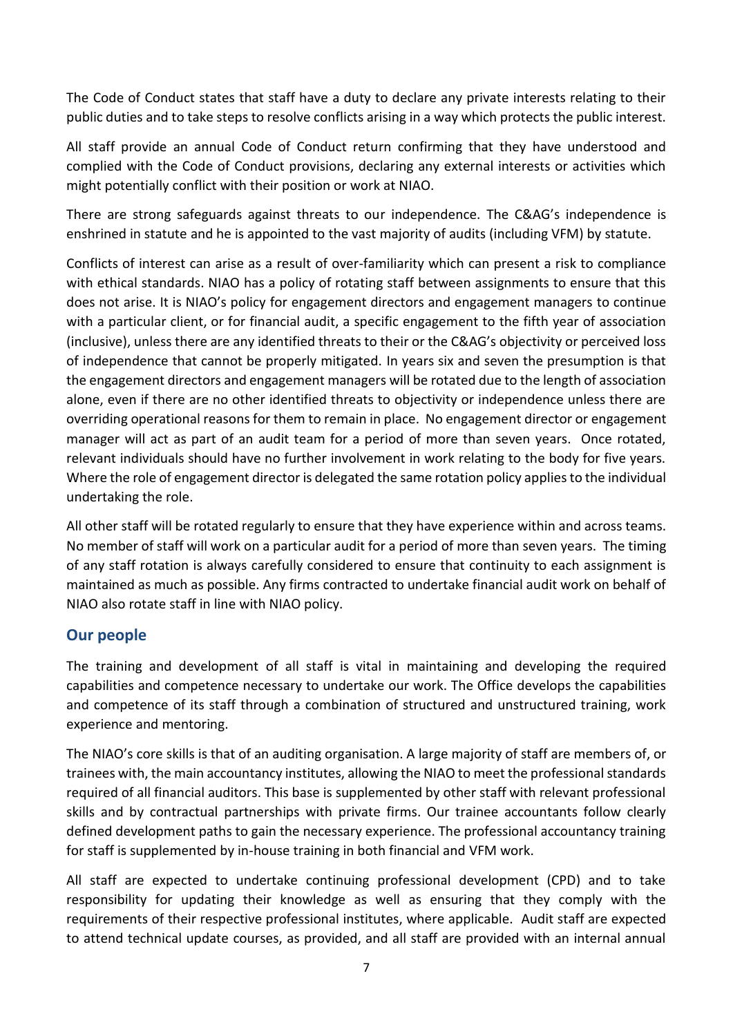The Code of Conduct states that staff have a duty to declare any private interests relating to their public duties and to take steps to resolve conflicts arising in a way which protects the public interest.

All staff provide an annual Code of Conduct return confirming that they have understood and complied with the Code of Conduct provisions, declaring any external interests or activities which might potentially conflict with their position or work at NIAO.

There are strong safeguards against threats to our independence. The C&AG's independence is enshrined in statute and he is appointed to the vast majority of audits (including VFM) by statute.

Conflicts of interest can arise as a result of over-familiarity which can present a risk to compliance with ethical standards. NIAO has a policy of rotating staff between assignments to ensure that this does not arise. It is NIAO's policy for engagement directors and engagement managers to continue with a particular client, or for financial audit, a specific engagement to the fifth year of association (inclusive), unless there are any identified threats to their or the C&AG's objectivity or perceived loss of independence that cannot be properly mitigated. In years six and seven the presumption is that the engagement directors and engagement managers will be rotated due to the length of association alone, even if there are no other identified threats to objectivity or independence unless there are overriding operational reasons for them to remain in place. No engagement director or engagement manager will act as part of an audit team for a period of more than seven years. Once rotated, relevant individuals should have no further involvement in work relating to the body for five years. Where the role of engagement director is delegated the same rotation policy applies to the individual undertaking the role.

All other staff will be rotated regularly to ensure that they have experience within and across teams. No member of staff will work on a particular audit for a period of more than seven years. The timing of any staff rotation is always carefully considered to ensure that continuity to each assignment is maintained as much as possible. Any firms contracted to undertake financial audit work on behalf of NIAO also rotate staff in line with NIAO policy.

## Our people

The training and development of all staff is vital in maintaining and developing the required capabilities and competence necessary to undertake our work. The Office develops the capabilities and competence of its staff through a combination of structured and unstructured training, work experience and mentoring.

The NIAO's core skills is that of an auditing organisation. A large majority of staff are members of, or trainees with, the main accountancy institutes, allowing the NIAO to meet the professional standards required of all financial auditors. This base is supplemented by other staff with relevant professional skills and by contractual partnerships with private firms. Our trainee accountants follow clearly defined development paths to gain the necessary experience. The professional accountancy training for staff is supplemented by in-house training in both financial and VFM work.

All staff are expected to undertake continuing professional development (CPD) and to take responsibility for updating their knowledge as well as ensuring that they comply with the requirements of their respective professional institutes, where applicable. Audit staff are expected to attend technical update courses, as provided, and all staff are provided with an internal annual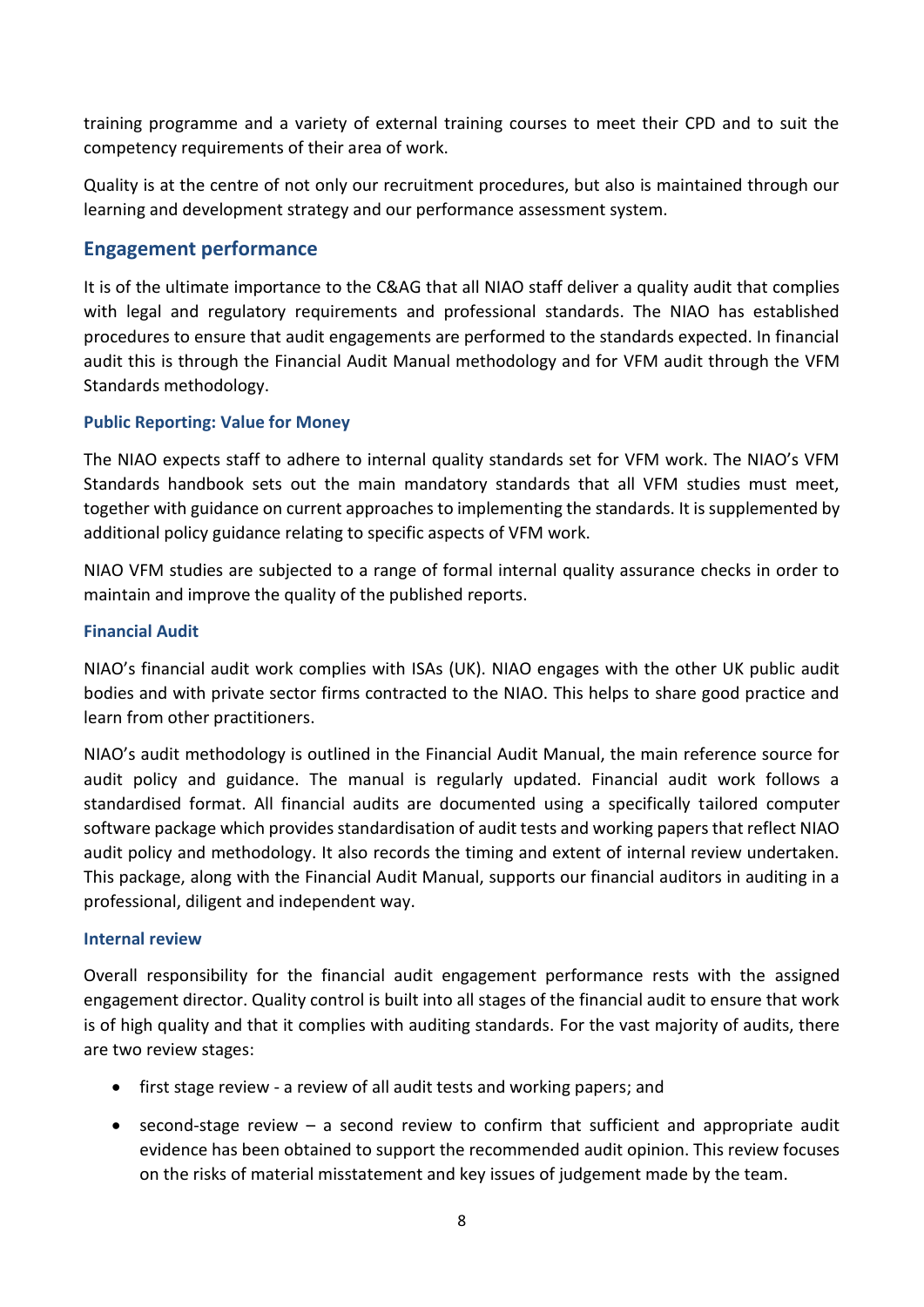training programme and a variety of external training courses to meet their CPD and to suit the competency requirements of their area of work.

Quality is at the centre of not only our recruitment procedures, but also is maintained through our learning and development strategy and our performance assessment system.

## Engagement performance

It is of the ultimate importance to the C&AG that all NIAO staff deliver a quality audit that complies with legal and regulatory requirements and professional standards. The NIAO has established procedures to ensure that audit engagements are performed to the standards expected. In financial audit this is through the Financial Audit Manual methodology and for VFM audit through the VFM Standards methodology.

### Public Reporting: Value for Money

The NIAO expects staff to adhere to internal quality standards set for VFM work. The NIAO's VFM Standards handbook sets out the main mandatory standards that all VFM studies must meet, together with guidance on current approaches to implementing the standards. It is supplemented by additional policy guidance relating to specific aspects of VFM work.

NIAO VFM studies are subjected to a range of formal internal quality assurance checks in order to maintain and improve the quality of the published reports.

### Financial Audit

NIAO's financial audit work complies with ISAs (UK). NIAO engages with the other UK public audit bodies and with private sector firms contracted to the NIAO. This helps to share good practice and learn from other practitioners.

NIAO's audit methodology is outlined in the Financial Audit Manual, the main reference source for audit policy and guidance. The manual is regularly updated. Financial audit work follows a standardised format. All financial audits are documented using a specifically tailored computer software package which provides standardisation of audit tests and working papers that reflect NIAO audit policy and methodology. It also records the timing and extent of internal review undertaken. This package, along with the Financial Audit Manual, supports our financial auditors in auditing in a professional, diligent and independent way.

### Internal review

Overall responsibility for the financial audit engagement performance rests with the assigned engagement director. Quality control is built into all stages of the financial audit to ensure that work is of high quality and that it complies with auditing standards. For the vast majority of audits, there are two review stages:

- first stage review - a review of all audit tests and working papers; and
- second-stage review – a second review to confirm that sufficient and appropriate audit evidence has been obtained to support the recommended audit opinion. This review focuses on the risks of material misstatement and key issues of judgement made by the team.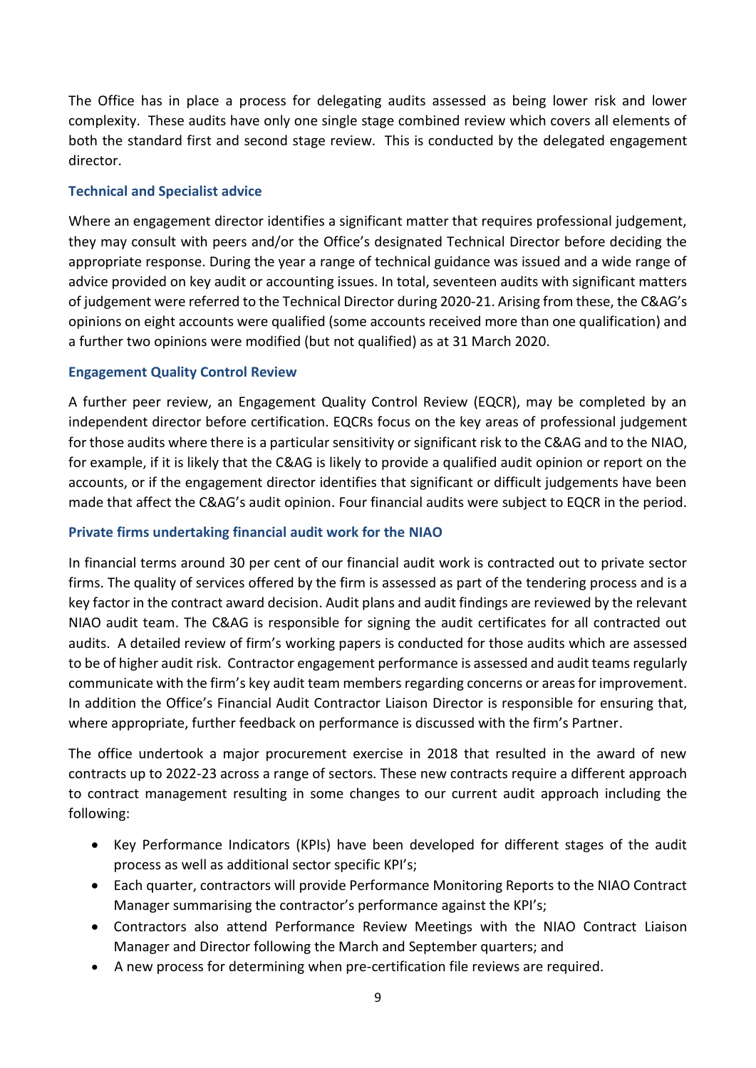The Office has in place a process for delegating audits assessed as being lower risk and lower complexity. These audits have only one single stage combined review which covers all elements of both the standard first and second stage review. This is conducted by the delegated engagement director.

### Technical and Specialist advice

Where an engagement director identifies a significant matter that requires professional judgement, they may consult with peers and/or the Office's designated Technical Director before deciding the appropriate response. During the year a range of technical guidance was issued and a wide range of advice provided on key audit or accounting issues. In total, seventeen audits with significant matters of judgement were referred to the Technical Director during 2020-21. Arising from these, the C&AG's opinions on eight accounts were qualified (some accounts received more than one qualification) and a further two opinions were modified (but not qualified) as at 31 March 2020.

### Engagement Quality Control Review

A further peer review, an Engagement Quality Control Review (EQCR), may be completed by an independent director before certification. EQCRs focus on the key areas of professional judgement for those audits where there is a particular sensitivity or significant risk to the C&AG and to the NIAO, for example, if it is likely that the C&AG is likely to provide a qualified audit opinion or report on the accounts, or if the engagement director identifies that significant or difficult judgements have been made that affect the C&AG's audit opinion. Four financial audits were subject to EQCR in the period.

### Private firms undertaking financial audit work for the NIAO

In financial terms around 30 per cent of our financial audit work is contracted out to private sector firms. The quality of services offered by the firm is assessed as part of the tendering process and is a key factor in the contract award decision. Audit plans and audit findings are reviewed by the relevant NIAO audit team. The C&AG is responsible for signing the audit certificates for all contracted out audits. A detailed review of firm's working papers is conducted for those audits which are assessed to be of higher audit risk. Contractor engagement performance is assessed and audit teams regularly communicate with the firm's key audit team members regarding concerns or areas for improvement. In addition the Office's Financial Audit Contractor Liaison Director is responsible for ensuring that, where appropriate, further feedback on performance is discussed with the firm's Partner.

The office undertook a major procurement exercise in 2018 that resulted in the award of new contracts up to 2022-23 across a range of sectors. These new contracts require a different approach to contract management resulting in some changes to our current audit approach including the following:

- Key Performance Indicators (KPIs) have been developed for different stages of the audit process as well as additional sector specific KPI's;
- Each quarter, contractors will provide Performance Monitoring Reports to the NIAO Contract Manager summarising the contractor's performance against the KPI's;
- Contractors also attend Performance Review Meetings with the NIAO Contract Liaison Manager and Director following the March and September quarters; and
- A new process for determining when pre-certification file reviews are required.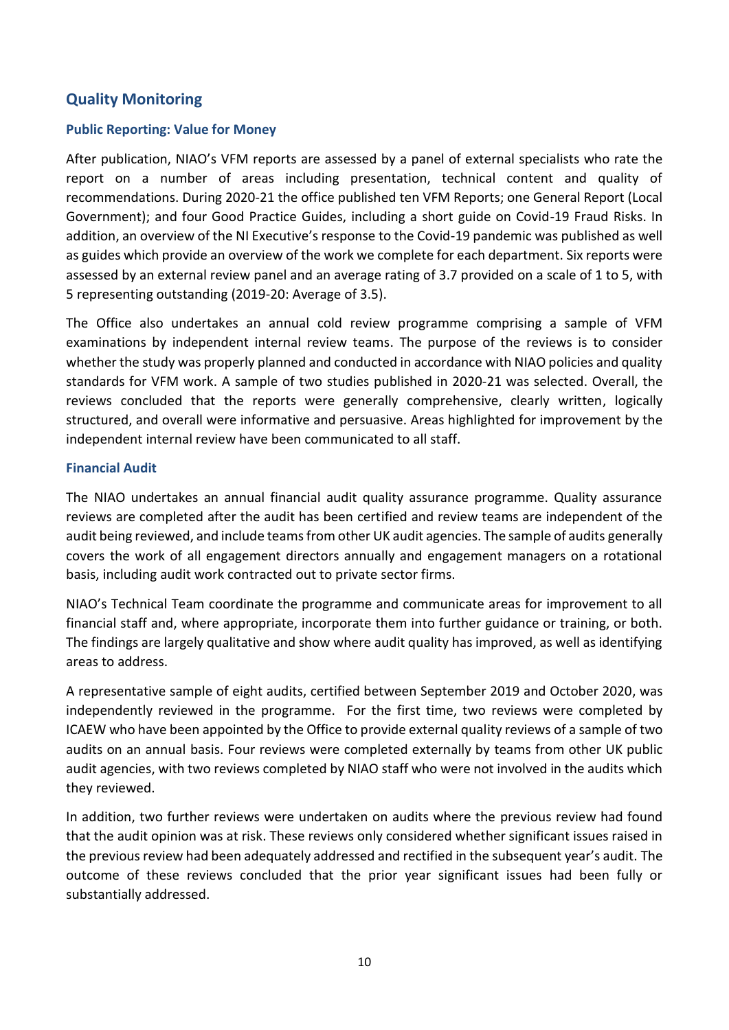## Quality Monitoring

### Public Reporting: Value for Money

After publication, NIAO's VFM reports are assessed by a panel of external specialists who rate the report on a number of areas including presentation, technical content and quality of recommendations. During 2020-21 the office published ten VFM Reports; one General Report (Local Government); and four Good Practice Guides, including a short guide on Covid-19 Fraud Risks. In addition, an overview of the NI Executive's response to the Covid-19 pandemic was published as well as guides which provide an overview of the work we complete for each department. Six reports were assessed by an external review panel and an average rating of 3.7 provided on a scale of 1 to 5, with 5 representing outstanding (2019-20: Average of 3.5).

The Office also undertakes an annual cold review programme comprising a sample of VFM examinations by independent internal review teams. The purpose of the reviews is to consider whether the study was properly planned and conducted in accordance with NIAO policies and quality standards for VFM work. A sample of two studies published in 2020-21 was selected. Overall, the reviews concluded that the reports were generally comprehensive, clearly written, logically structured, and overall were informative and persuasive. Areas highlighted for improvement by the independent internal review have been communicated to all staff.

### Financial Audit

The NIAO undertakes an annual financial audit quality assurance programme. Quality assurance reviews are completed after the audit has been certified and review teams are independent of the audit being reviewed, and include teams from other UK audit agencies. The sample of audits generally covers the work of all engagement directors annually and engagement managers on a rotational basis, including audit work contracted out to private sector firms.

NIAO's Technical Team coordinate the programme and communicate areas for improvement to all financial staff and, where appropriate, incorporate them into further guidance or training, or both. The findings are largely qualitative and show where audit quality has improved, as well as identifying areas to address.

A representative sample of eight audits, certified between September 2019 and October 2020, was independently reviewed in the programme. For the first time, two reviews were completed by ICAEW who have been appointed by the Office to provide external quality reviews of a sample of two audits on an annual basis. Four reviews were completed externally by teams from other UK public audit agencies, with two reviews completed by NIAO staff who were not involved in the audits which they reviewed.

In addition, two further reviews were undertaken on audits where the previous review had found that the audit opinion was at risk. These reviews only considered whether significant issues raised in the previous review had been adequately addressed and rectified in the subsequent year's audit. The outcome of these reviews concluded that the prior year significant issues had been fully or substantially addressed.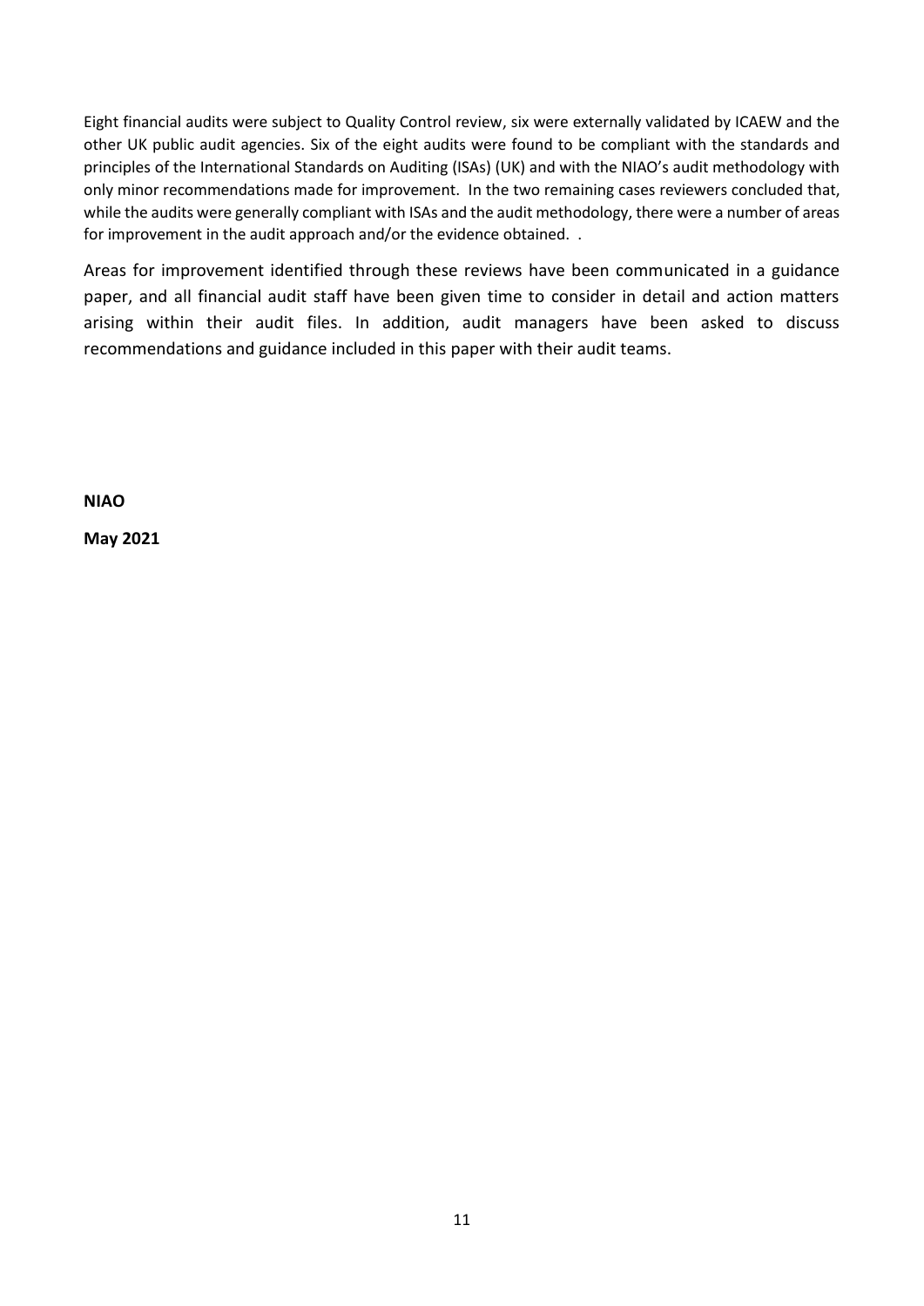Eight financial audits were subject to Quality Control review, six were externally validated by ICAEW and the other UK public audit agencies. Six of the eight audits were found to be compliant with the standards and principles of the International Standards on Auditing (ISAs) (UK) and with the NIAO's audit methodology with only minor recommendations made for improvement. In the two remaining cases reviewers concluded that, while the audits were generally compliant with ISAs and the audit methodology, there were a number of areas for improvement in the audit approach and/or the evidence obtained. .

Areas for improvement identified through these reviews have been communicated in a guidance paper, and all financial audit staff have been given time to consider in detail and action matters arising within their audit files. In addition, audit managers have been asked to discuss recommendations and guidance included in this paper with their audit teams.

**NIAO**

**May 2021**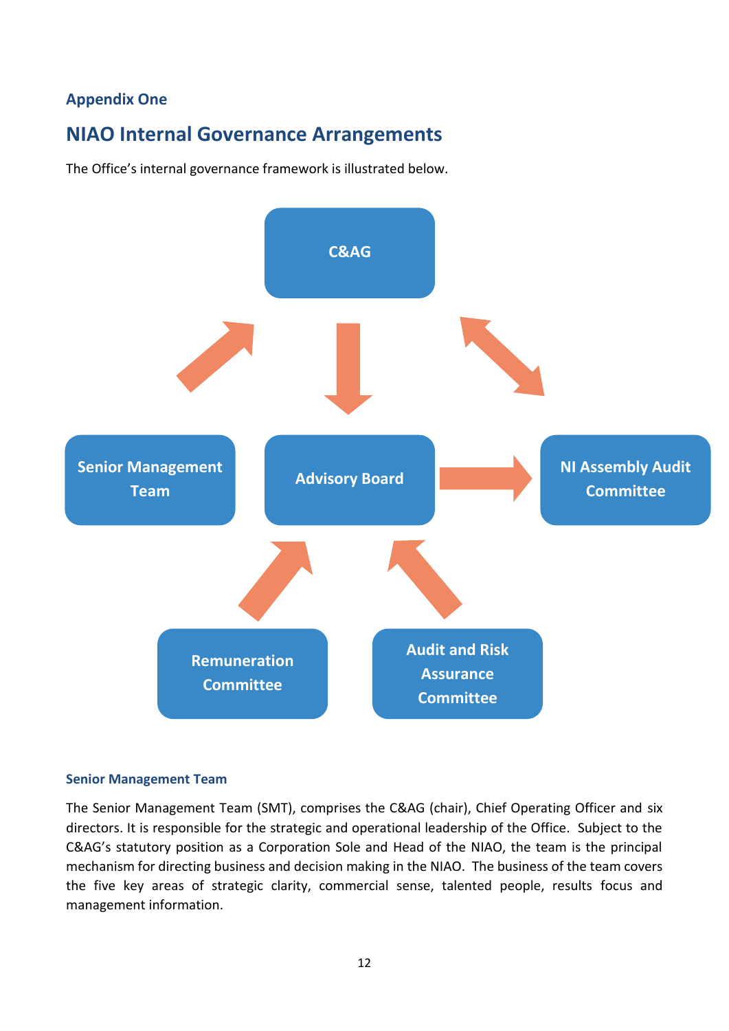## Appendix One

# NIAO Internal Governance Arrangements

The Office's internal governance framework is illustrated below.

C&AG

Senior Management Team

Advisory Board

NI Assembly Audit Committee

Remuneration Committee

Audit and Risk Assurance Committee

### Senior Management Team

The Senior Management Team (SMT), comprises the C&AG (chair), Chief Operating Officer and six directors. It is responsible for the strategic and operational leadership of the Office. Subject to the C&AG's statutory position as a Corporation Sole and Head of the NIAO, the team is the principal mechanism for directing business and decision making in the NIAO. The business of the team covers the five key areas of strategic clarity, commercial sense, talented people, results focus and management information.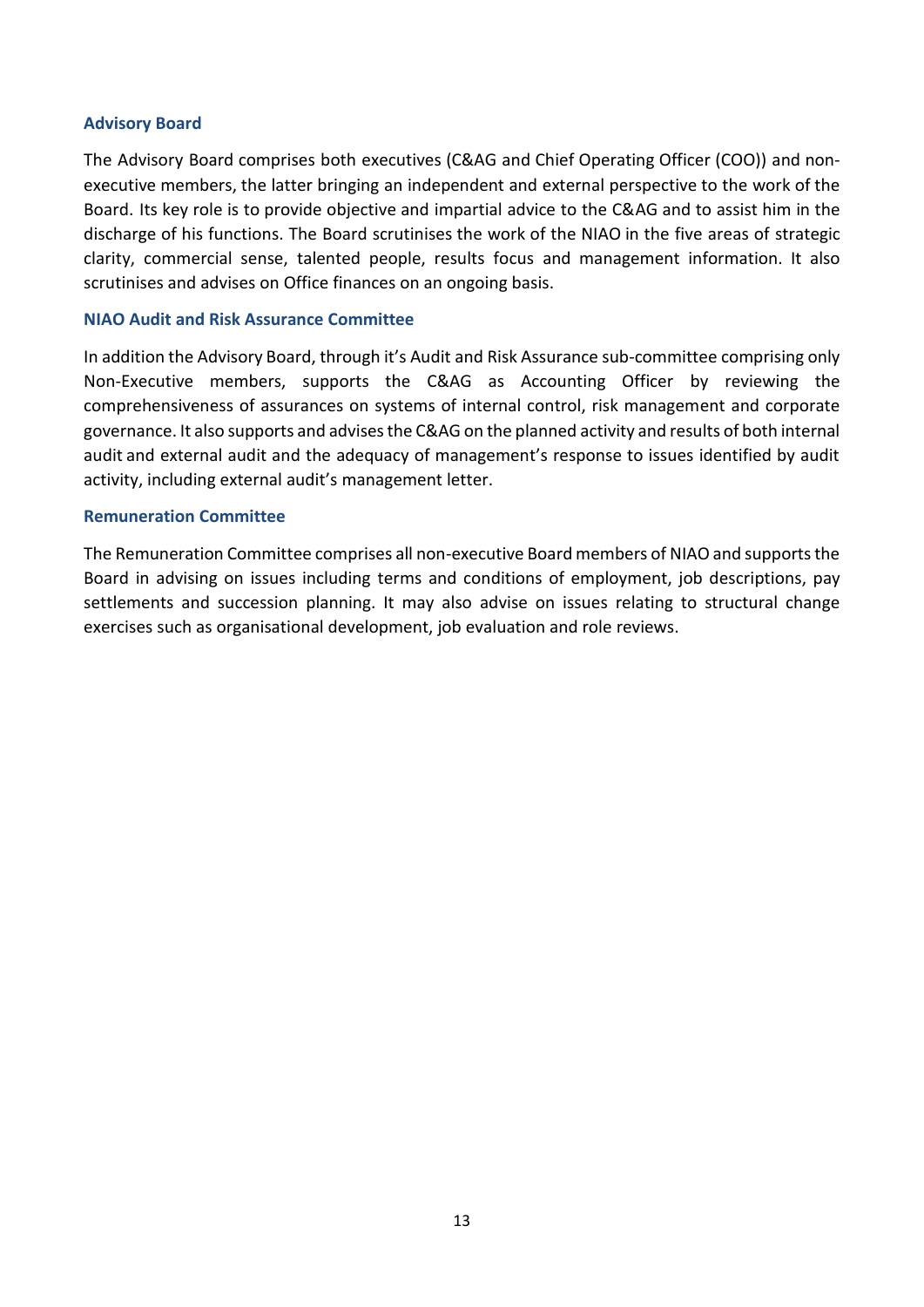### Advisory Board

The Advisory Board comprises both executives (C&AG and Chief Operating Officer (COO)) and non-executive members, the latter bringing an independent and external perspective to the work of the Board. Its key role is to provide objective and impartial advice to the C&AG and to assist him in the discharge of his functions. The Board scrutinises the work of the NIAO in the five areas of strategic clarity, commercial sense, talented people, results focus and management information. It also scrutinises and advises on Office finances on an ongoing basis.

### NIAO Audit and Risk Assurance Committee

In addition the Advisory Board, through it's Audit and Risk Assurance sub-committee comprising only Non-Executive members, supports the C&AG as Accounting Officer by reviewing the comprehensiveness of assurances on systems of internal control, risk management and corporate governance. It also supports and advises the C&AG on the planned activity and results of both internal audit and external audit and the adequacy of management's response to issues identified by audit activity, including external audit's management letter.

### Remuneration Committee

The Remuneration Committee comprises all non-executive Board members of NIAO and supports the Board in advising on issues including terms and conditions of employment, job descriptions, pay settlements and succession planning. It may also advise on issues relating to structural change exercises such as organisational development, job evaluation and role reviews.